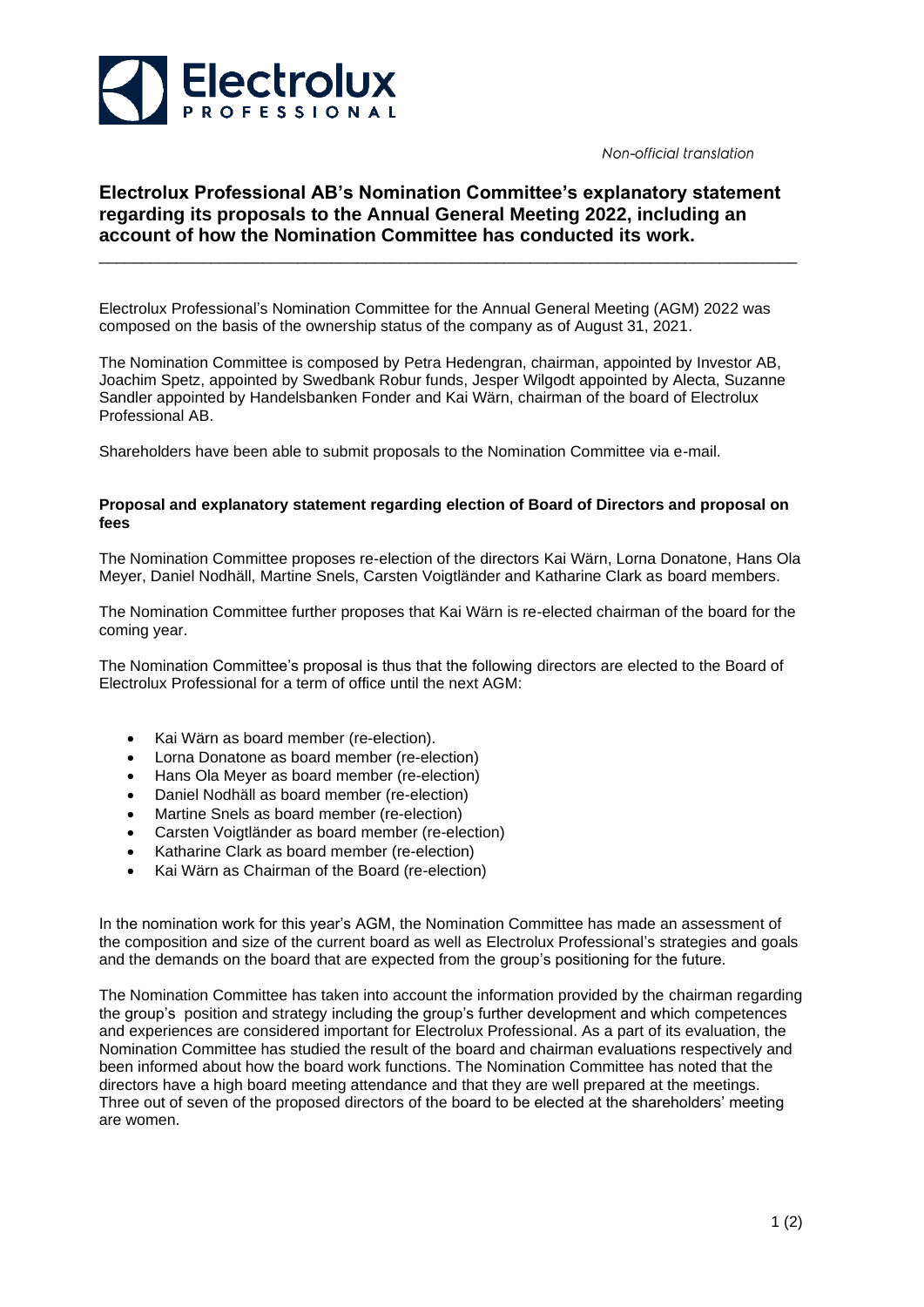*Non-official translation*

# Electrolux Professional AB's Nomination Committee's explanatory statement regarding its proposals to the Annual General Meeting 2022, including an account of how the Nomination Committee has conducted its work.

Electrolux Professional's Nomination Committee for the Annual General Meeting (AGM) 2022 was composed on the basis of the ownership status of the company as of August 31, 2021.

The Nomination Committee is composed by Petra Hedengran, chairman, appointed by Investor AB, Joachim Spetz, appointed by Swedbank Robur funds, Jesper Wilgodt appointed by Alecta, Suzanne Sandler appointed by Handelsbanken Fonder and Kai Wärn, chairman of the board of Electrolux Professional AB.

Shareholders have been able to submit proposals to the Nomination Committee via e-mail.

**Proposal and explanatory statement regarding election of Board of Directors and proposal on fees**

The Nomination Committee proposes re-election of the directors Kai Wärn, Lorna Donatone, Hans Ola Meyer, Daniel Nodhäll, Martine Snels, Carsten Voigtländer and Katharine Clark as board members.

The Nomination Committee further proposes that Kai Wärn is re-elected chairman of the board for the coming year.

The Nomination Committee's proposal is thus that the following directors are elected to the Board of Electrolux Professional for a term of office until the next AGM:

- Kai Wärn as board member (re-election).
- Lorna Donatone as board member (re-election)
- Hans Ola Meyer as board member (re-election)
- Daniel Nodhäll as board member (re-election)
- Martine Snels as board member (re-election)
- Carsten Voigtländer as board member (re-election)
- Katharine Clark as board member (re-election)
- Kai Wärn as Chairman of the Board (re-election)

In the nomination work for this year's AGM, the Nomination Committee has made an assessment of the composition and size of the current board as well as Electrolux Professional's strategies and goals and the demands on the board that are expected from the group's positioning for the future.

The Nomination Committee has taken into account the information provided by the chairman regarding the group's position and strategy including the group's further development and which competences and experiences are considered important for Electrolux Professional. As a part of its evaluation, the Nomination Committee has studied the result of the board and chairman evaluations respectively and been informed about how the board work functions. The Nomination Committee has noted that the directors have a high board meeting attendance and that they are well prepared at the meetings. Three out of seven of the proposed directors of the board to be elected at the shareholders' meeting are women.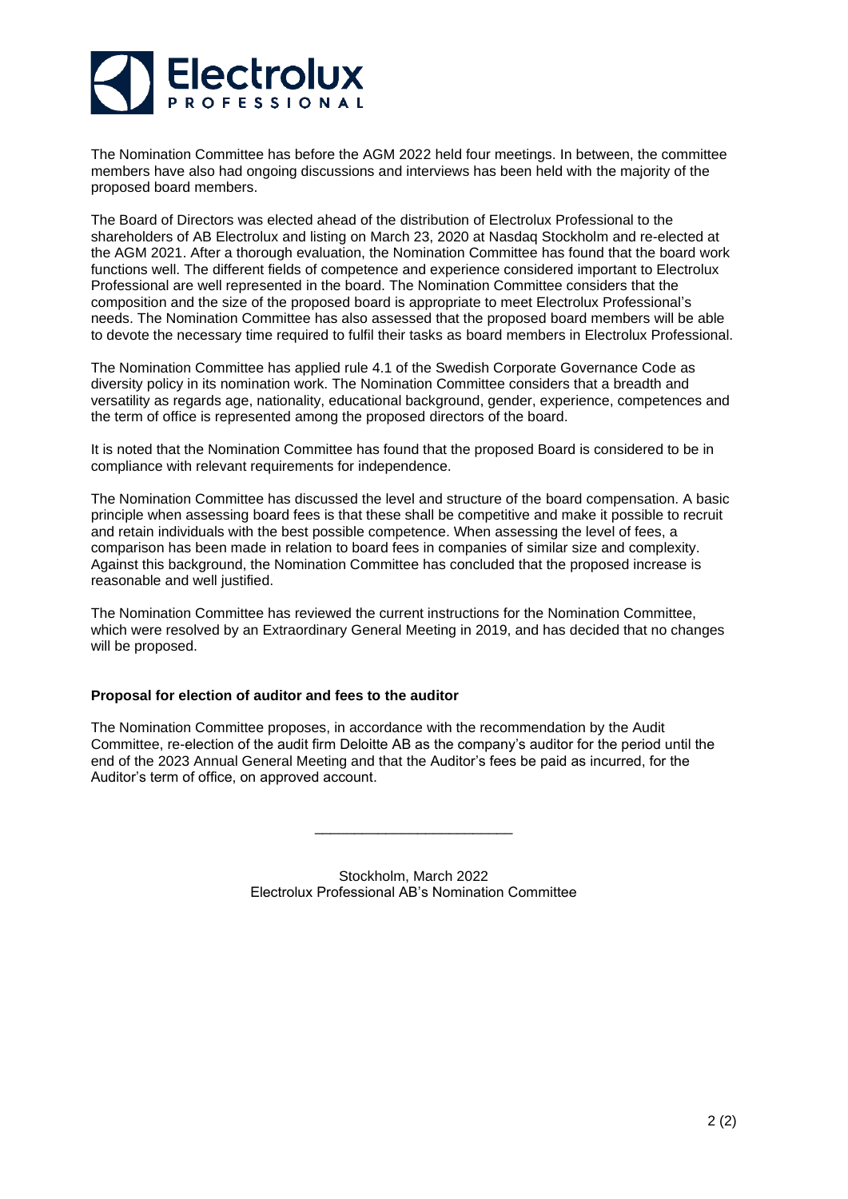The Nomination Committee has before the AGM 2022 held four meetings. In between, the committee members have also had ongoing discussions and interviews has been held with the majority of the proposed board members.

The Board of Directors was elected ahead of the distribution of Electrolux Professional to the shareholders of AB Electrolux and listing on March 23, 2020 at Nasdaq Stockholm and re-elected at the AGM 2021. After a thorough evaluation, the Nomination Committee has found that the board work functions well. The different fields of competence and experience considered important to Electrolux Professional are well represented in the board. The Nomination Committee considers that the composition and the size of the proposed board is appropriate to meet Electrolux Professional's needs. The Nomination Committee has also assessed that the proposed board members will be able to devote the necessary time required to fulfil their tasks as board members in Electrolux Professional.

The Nomination Committee has applied rule 4.1 of the Swedish Corporate Governance Code as diversity policy in its nomination work. The Nomination Committee considers that a breadth and versatility as regards age, nationality, educational background, gender, experience, competences and the term of office is represented among the proposed directors of the board.

It is noted that the Nomination Committee has found that the proposed Board is considered to be in compliance with relevant requirements for independence.

The Nomination Committee has discussed the level and structure of the board compensation. A basic principle when assessing board fees is that these shall be competitive and make it possible to recruit and retain individuals with the best possible competence. When assessing the level of fees, a comparison has been made in relation to board fees in companies of similar size and complexity. Against this background, the Nomination Committee has concluded that the proposed increase is reasonable and well justified.

The Nomination Committee has reviewed the current instructions for the Nomination Committee, which were resolved by an Extraordinary General Meeting in 2019, and has decided that no changes will be proposed.

**Proposal for election of auditor and fees to the auditor**

The Nomination Committee proposes, in accordance with the recommendation by the Audit Committee, re-election of the audit firm Deloitte AB as the company's auditor for the period until the end of the 2023 Annual General Meeting and that the Auditor's fees be paid as incurred, for the Auditor's term of office, on approved account.

---

Stockholm, March 2022
Electrolux Professional AB's Nomination Committee